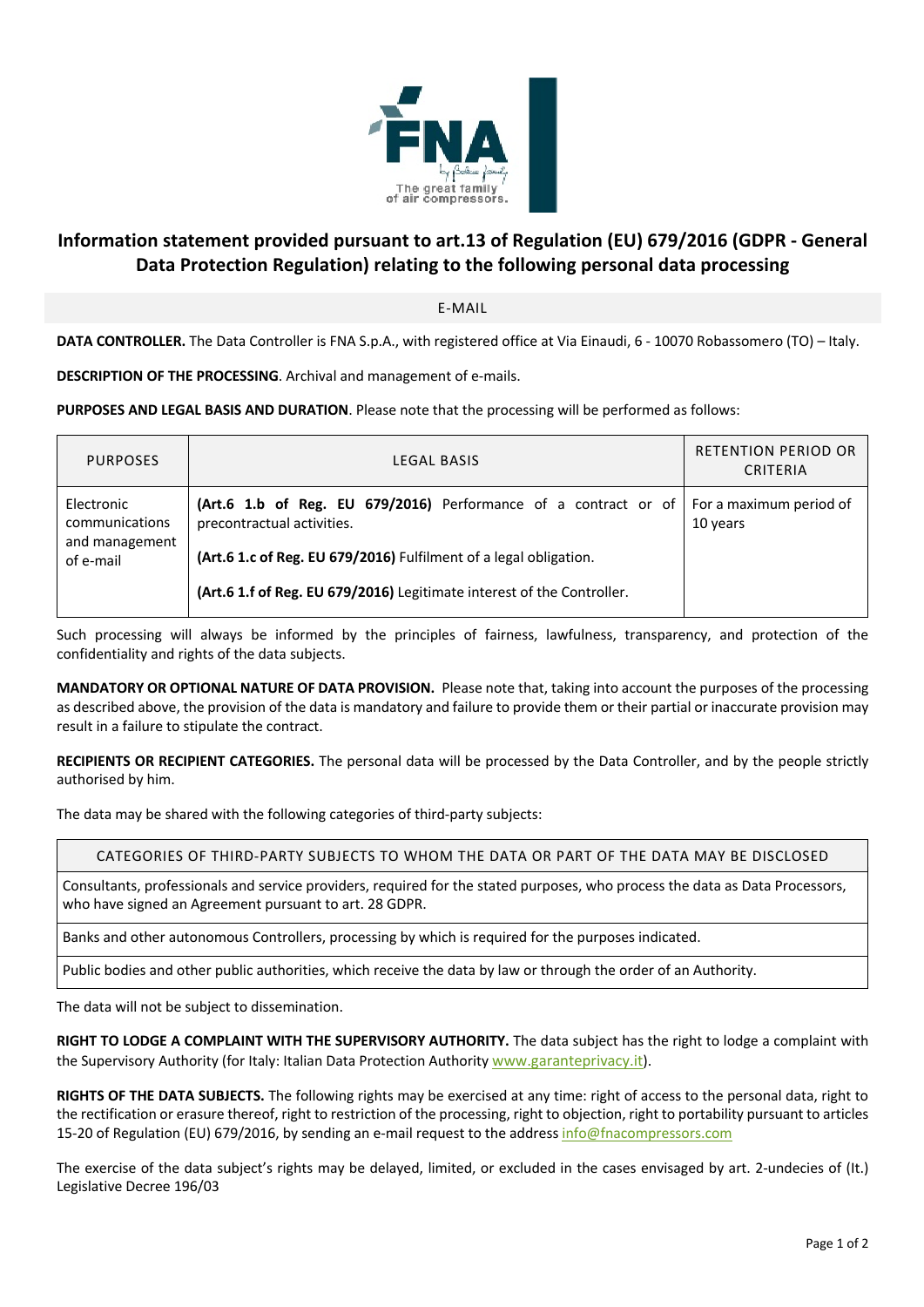# Information statement provided pursuant to art.13 of Regulation (EU) 679/2016 (GDPR - General Data Protection Regulation) relating to the following personal data processing

E-MAIL

**DATA CONTROLLER.** The Data Controller is FNA S.p.A., with registered office at Via Einaudi, 6 - 10070 Robassomero (TO) – Italy.

**DESCRIPTION OF THE PROCESSING**. Archival and management of e-mails.

**PURPOSES AND LEGAL BASIS AND DURATION**. Please note that the processing will be performed as follows:

| PURPOSES | LEGAL BASIS | RETENTION PERIOD OR CRITERIA |
|---|---|---|
| Electronic communications and management of e-mail | **(Art.6 1.b of Reg. EU 679/2016)** Performance of a contract or of precontractual activities.<br><br>**(Art.6 1.c of Reg. EU 679/2016)** Fulfilment of a legal obligation.<br><br>**(Art.6 1.f of Reg. EU 679/2016)** Legitimate interest of the Controller. | For a maximum period of 10 years |

Such processing will always be informed by the principles of fairness, lawfulness, transparency, and protection of the confidentiality and rights of the data subjects.

**MANDATORY OR OPTIONAL NATURE OF DATA PROVISION.** Please note that, taking into account the purposes of the processing as described above, the provision of the data is mandatory and failure to provide them or their partial or inaccurate provision may result in a failure to stipulate the contract.

**RECIPIENTS OR RECIPIENT CATEGORIES.** The personal data will be processed by the Data Controller, and by the people strictly authorised by him.

The data may be shared with the following categories of third-party subjects:

| CATEGORIES OF THIRD-PARTY SUBJECTS TO WHOM THE DATA OR PART OF THE DATA MAY BE DISCLOSED |
|---|
| Consultants, professionals and service providers, required for the stated purposes, who process the data as Data Processors, who have signed an Agreement pursuant to art. 28 GDPR. |
| Banks and other autonomous Controllers, processing by which is required for the purposes indicated. |
| Public bodies and other public authorities, which receive the data by law or through the order of an Authority. |

The data will not be subject to dissemination.

**RIGHT TO LODGE A COMPLAINT WITH THE SUPERVISORY AUTHORITY.** The data subject has the right to lodge a complaint with the Supervisory Authority (for Italy: Italian Data Protection Authority www.garanteprivacy.it).

**RIGHTS OF THE DATA SUBJECTS.** The following rights may be exercised at any time: right of access to the personal data, right to the rectification or erasure thereof, right to restriction of the processing, right to objection, right to portability pursuant to articles 15-20 of Regulation (EU) 679/2016, by sending an e-mail request to the address info@fnacompressors.com

The exercise of the data subject's rights may be delayed, limited, or excluded in the cases envisaged by art. 2-undecies of (It.) Legislative Decree 196/03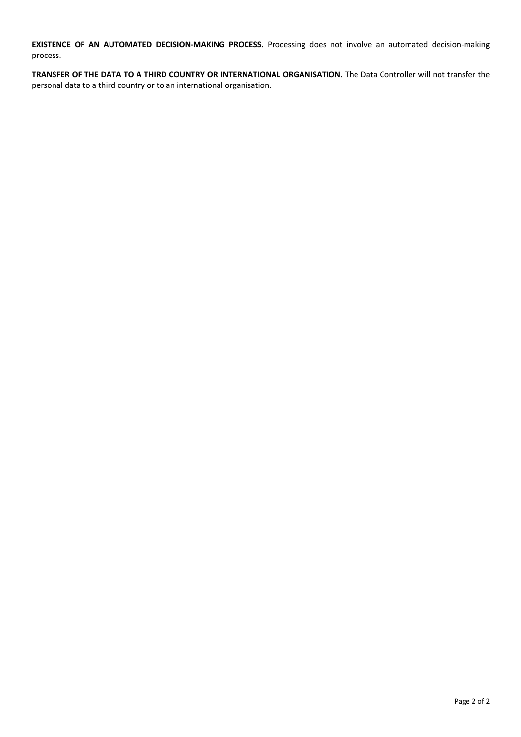**EXISTENCE OF AN AUTOMATED DECISION-MAKING PROCESS.** Processing does not involve an automated decision-making process.

**TRANSFER OF THE DATA TO A THIRD COUNTRY OR INTERNATIONAL ORGANISATION.** The Data Controller will not transfer the personal data to a third country or to an international organisation.